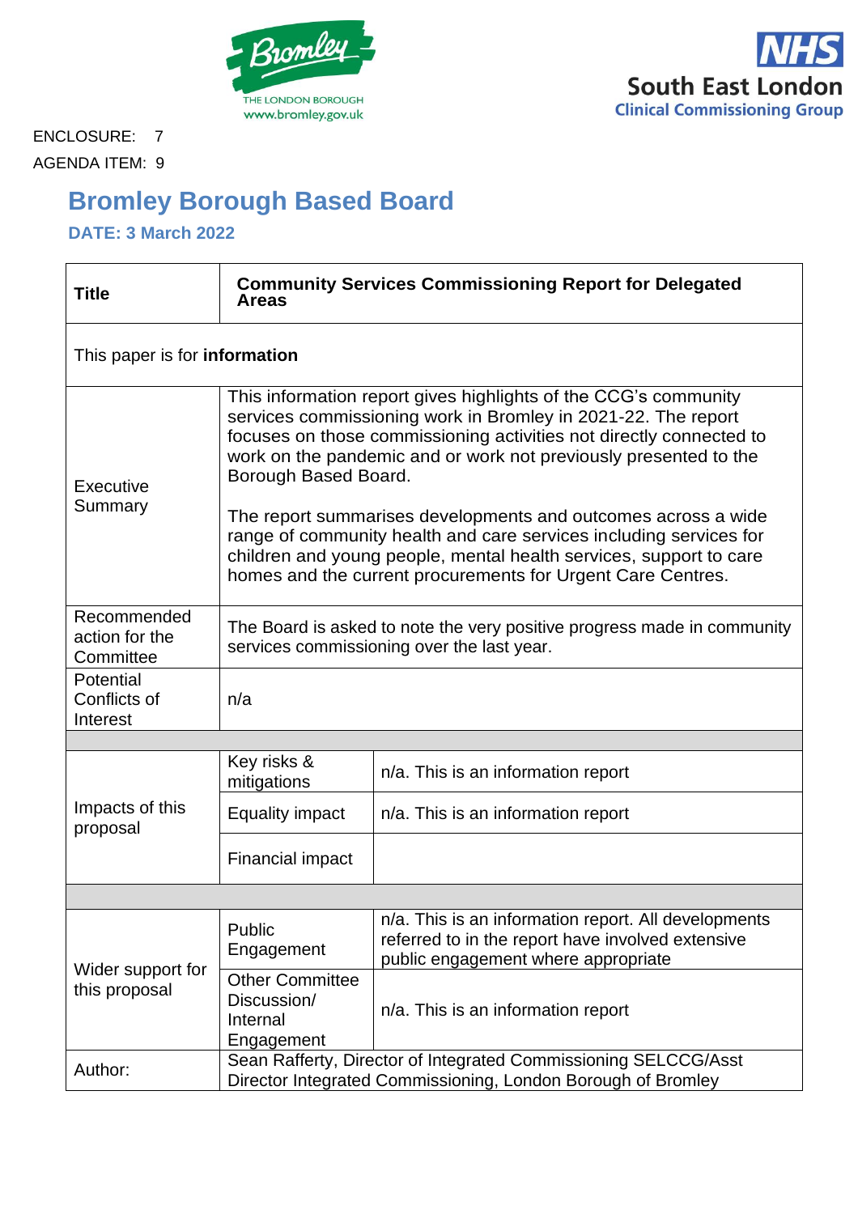ENCLOSURE: 7

AGENDA ITEM: 9

# Bromley Borough Based Board

### DATE: 3 March 2022

| **Title** | **Community Services Commissioning Report for Delegated Areas** | |
|---|---|---|
| This paper is for **information** | | |
| Executive Summary | This information report gives highlights of the CCG's community services commissioning work in Bromley in 2021-22. The report focuses on those commissioning activities not directly connected to work on the pandemic and or work not previously presented to the Borough Based Board.<br><br>The report summarises developments and outcomes across a wide range of community health and care services including services for children and young people, mental health services, support to care homes and the current procurements for Urgent Care Centres. | |
| Recommended action for the Committee | The Board is asked to note the very positive progress made in community services commissioning over the last year. | |
| Potential Conflicts of Interest | n/a | |
| | | |
| Impacts of this proposal | Key risks & mitigations | n/a. This is an information report |
| | Equality impact | n/a. This is an information report |
| | Financial impact | |
| | | |
| Wider support for this proposal | Public Engagement | n/a. This is an information report. All developments referred to in the report have involved extensive public engagement where appropriate |
| | Other Committee Discussion/ Internal Engagement | n/a. This is an information report |
| Author: | Sean Rafferty, Director of Integrated Commissioning SELCCG/Asst Director Integrated Commissioning, London Borough of Bromley | |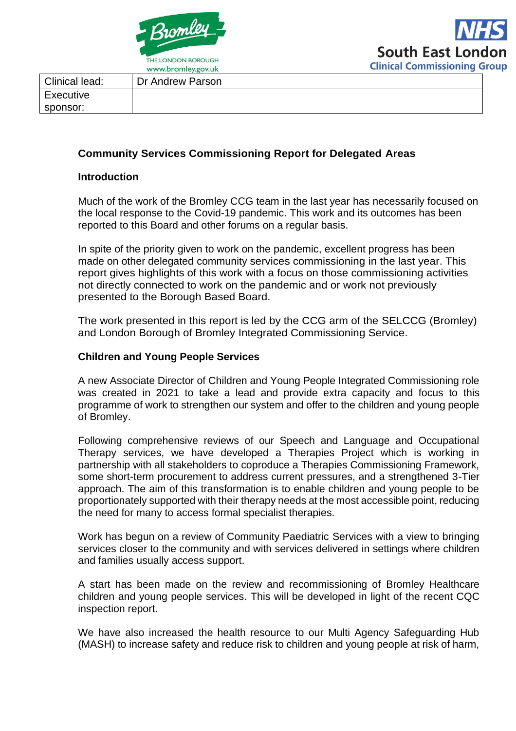| Clinical lead: | Dr Andrew Parson |
|---|---|
| Executive sponsor: | |

**Community Services Commissioning Report for Delegated Areas**

**Introduction**

Much of the work of the Bromley CCG team in the last year has necessarily focused on the local response to the Covid-19 pandemic. This work and its outcomes has been reported to this Board and other forums on a regular basis.

In spite of the priority given to work on the pandemic, excellent progress has been made on other delegated community services commissioning in the last year. This report gives highlights of this work with a focus on those commissioning activities not directly connected to work on the pandemic and or work not previously presented to the Borough Based Board.

The work presented in this report is led by the CCG arm of the SELCCG (Bromley) and London Borough of Bromley Integrated Commissioning Service.

**Children and Young People Services**

A new Associate Director of Children and Young People Integrated Commissioning role was created in 2021 to take a lead and provide extra capacity and focus to this programme of work to strengthen our system and offer to the children and young people of Bromley.

Following comprehensive reviews of our Speech and Language and Occupational Therapy services, we have developed a Therapies Project which is working in partnership with all stakeholders to coproduce a Therapies Commissioning Framework, some short-term procurement to address current pressures, and a strengthened 3-Tier approach. The aim of this transformation is to enable children and young people to be proportionately supported with their therapy needs at the most accessible point, reducing the need for many to access formal specialist therapies.

Work has begun on a review of Community Paediatric Services with a view to bringing services closer to the community and with services delivered in settings where children and families usually access support.

A start has been made on the review and recommissioning of Bromley Healthcare children and young people services. This will be developed in light of the recent CQC inspection report.

We have also increased the health resource to our Multi Agency Safeguarding Hub (MASH) to increase safety and reduce risk to children and young people at risk of harm,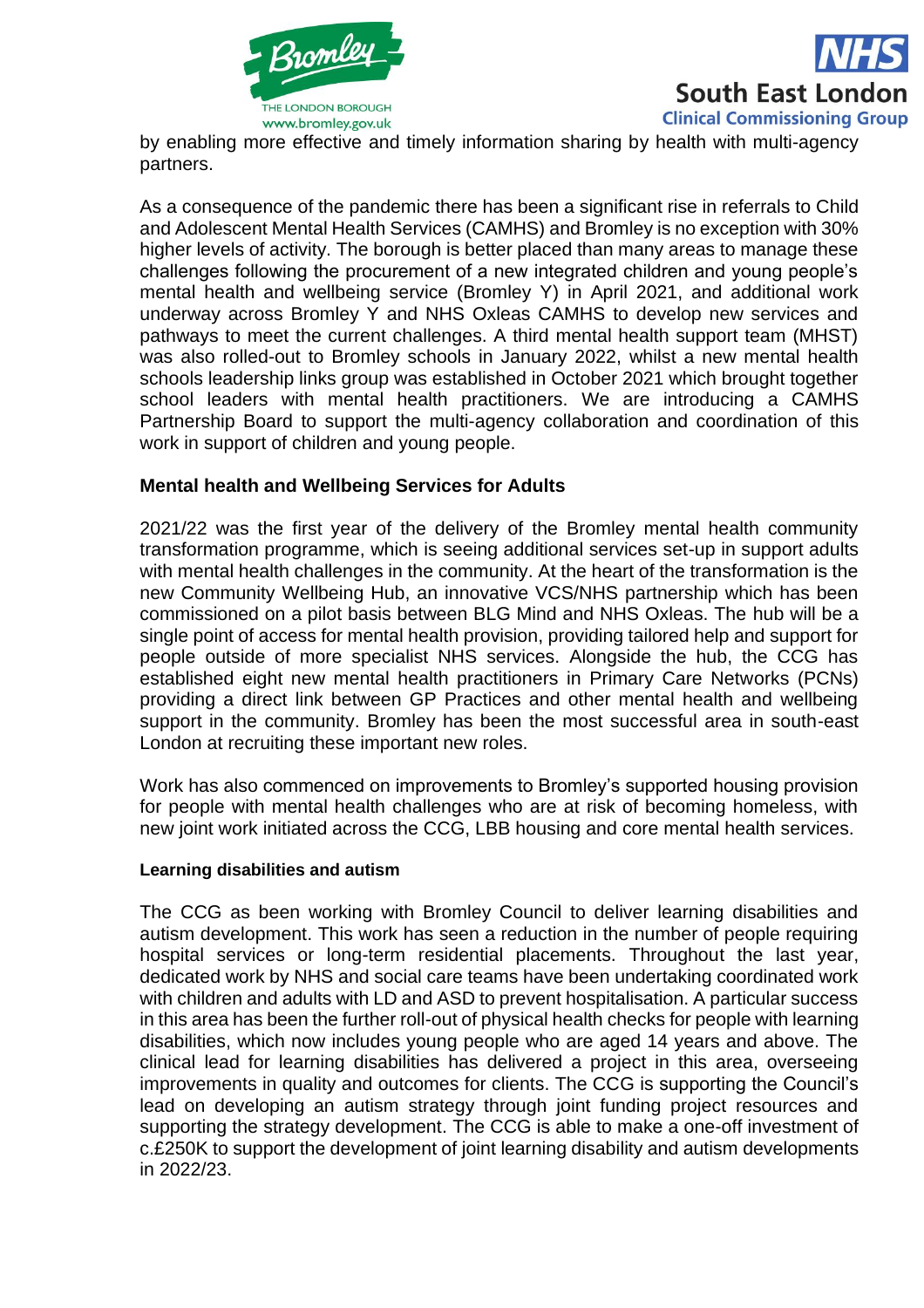by enabling more effective and timely information sharing by health with multi-agency partners.

As a consequence of the pandemic there has been a significant rise in referrals to Child and Adolescent Mental Health Services (CAMHS) and Bromley is no exception with 30% higher levels of activity. The borough is better placed than many areas to manage these challenges following the procurement of a new integrated children and young people's mental health and wellbeing service (Bromley Y) in April 2021, and additional work underway across Bromley Y and NHS Oxleas CAMHS to develop new services and pathways to meet the current challenges. A third mental health support team (MHST) was also rolled-out to Bromley schools in January 2022, whilst a new mental health schools leadership links group was established in October 2021 which brought together school leaders with mental health practitioners. We are introducing a CAMHS Partnership Board to support the multi-agency collaboration and coordination of this work in support of children and young people.

**Mental health and Wellbeing Services for Adults**

2021/22 was the first year of the delivery of the Bromley mental health community transformation programme, which is seeing additional services set-up in support adults with mental health challenges in the community. At the heart of the transformation is the new Community Wellbeing Hub, an innovative VCS/NHS partnership which has been commissioned on a pilot basis between BLG Mind and NHS Oxleas. The hub will be a single point of access for mental health provision, providing tailored help and support for people outside of more specialist NHS services. Alongside the hub, the CCG has established eight new mental health practitioners in Primary Care Networks (PCNs) providing a direct link between GP Practices and other mental health and wellbeing support in the community. Bromley has been the most successful area in south-east London at recruiting these important new roles.

Work has also commenced on improvements to Bromley's supported housing provision for people with mental health challenges who are at risk of becoming homeless, with new joint work initiated across the CCG, LBB housing and core mental health services.

**Learning disabilities and autism**

The CCG as been working with Bromley Council to deliver learning disabilities and autism development. This work has seen a reduction in the number of people requiring hospital services or long-term residential placements. Throughout the last year, dedicated work by NHS and social care teams have been undertaking coordinated work with children and adults with LD and ASD to prevent hospitalisation. A particular success in this area has been the further roll-out of physical health checks for people with learning disabilities, which now includes young people who are aged 14 years and above. The clinical lead for learning disabilities has delivered a project in this area, overseeing improvements in quality and outcomes for clients. The CCG is supporting the Council's lead on developing an autism strategy through joint funding project resources and supporting the strategy development. The CCG is able to make a one-off investment of c.£250K to support the development of joint learning disability and autism developments in 2022/23.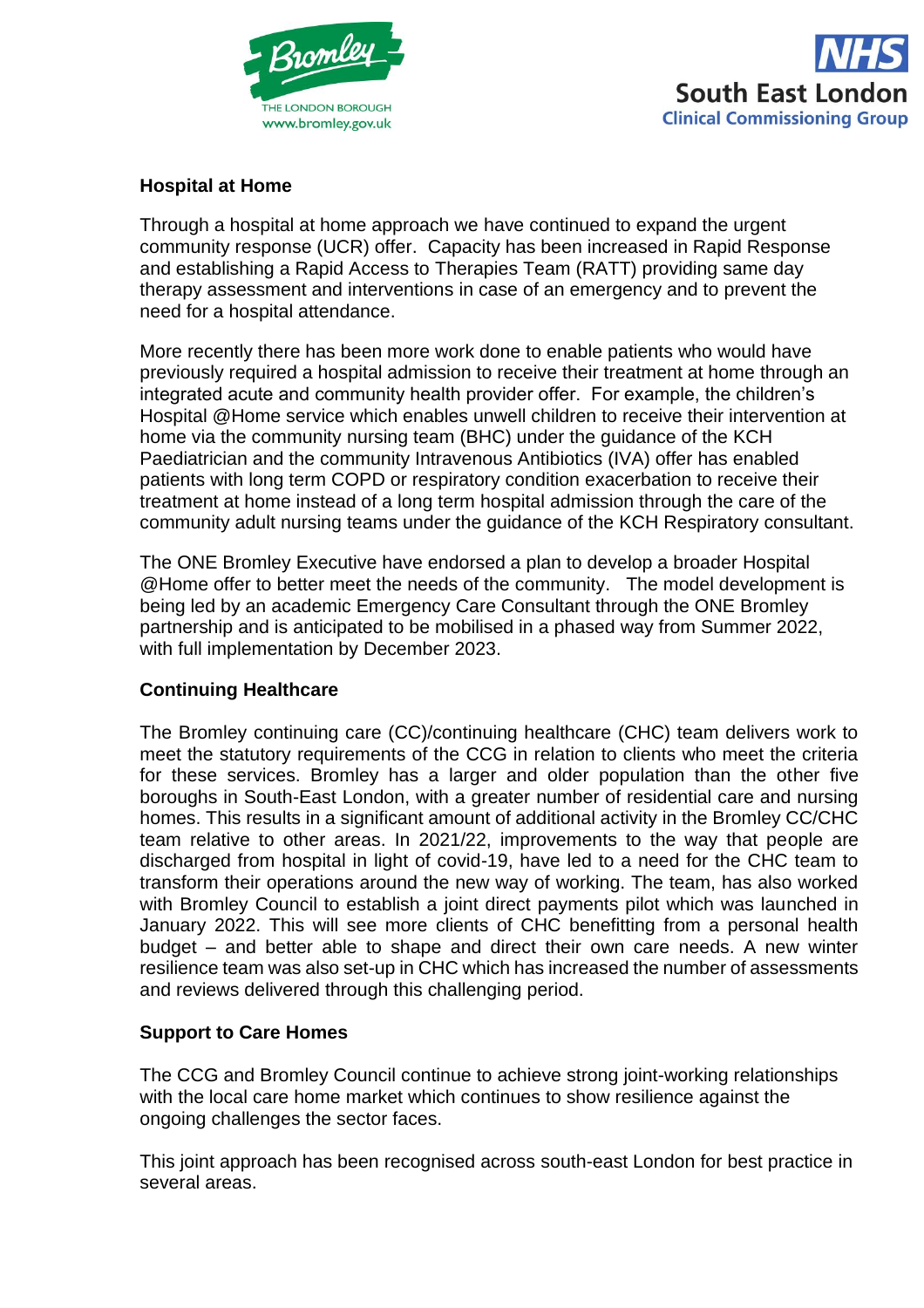## Hospital at Home

Through a hospital at home approach we have continued to expand the urgent community response (UCR) offer. Capacity has been increased in Rapid Response and establishing a Rapid Access to Therapies Team (RATT) providing same day therapy assessment and interventions in case of an emergency and to prevent the need for a hospital attendance.

More recently there has been more work done to enable patients who would have previously required a hospital admission to receive their treatment at home through an integrated acute and community health provider offer. For example, the children's Hospital @Home service which enables unwell children to receive their intervention at home via the community nursing team (BHC) under the guidance of the KCH Paediatrician and the community Intravenous Antibiotics (IVA) offer has enabled patients with long term COPD or respiratory condition exacerbation to receive their treatment at home instead of a long term hospital admission through the care of the community adult nursing teams under the guidance of the KCH Respiratory consultant.

The ONE Bromley Executive have endorsed a plan to develop a broader Hospital @Home offer to better meet the needs of the community. The model development is being led by an academic Emergency Care Consultant through the ONE Bromley partnership and is anticipated to be mobilised in a phased way from Summer 2022, with full implementation by December 2023.

## Continuing Healthcare

The Bromley continuing care (CC)/continuing healthcare (CHC) team delivers work to meet the statutory requirements of the CCG in relation to clients who meet the criteria for these services. Bromley has a larger and older population than the other five boroughs in South-East London, with a greater number of residential care and nursing homes. This results in a significant amount of additional activity in the Bromley CC/CHC team relative to other areas. In 2021/22, improvements to the way that people are discharged from hospital in light of covid-19, have led to a need for the CHC team to transform their operations around the new way of working. The team, has also worked with Bromley Council to establish a joint direct payments pilot which was launched in January 2022. This will see more clients of CHC benefitting from a personal health budget – and better able to shape and direct their own care needs. A new winter resilience team was also set-up in CHC which has increased the number of assessments and reviews delivered through this challenging period.

## Support to Care Homes

The CCG and Bromley Council continue to achieve strong joint-working relationships with the local care home market which continues to show resilience against the ongoing challenges the sector faces.

This joint approach has been recognised across south-east London for best practice in several areas.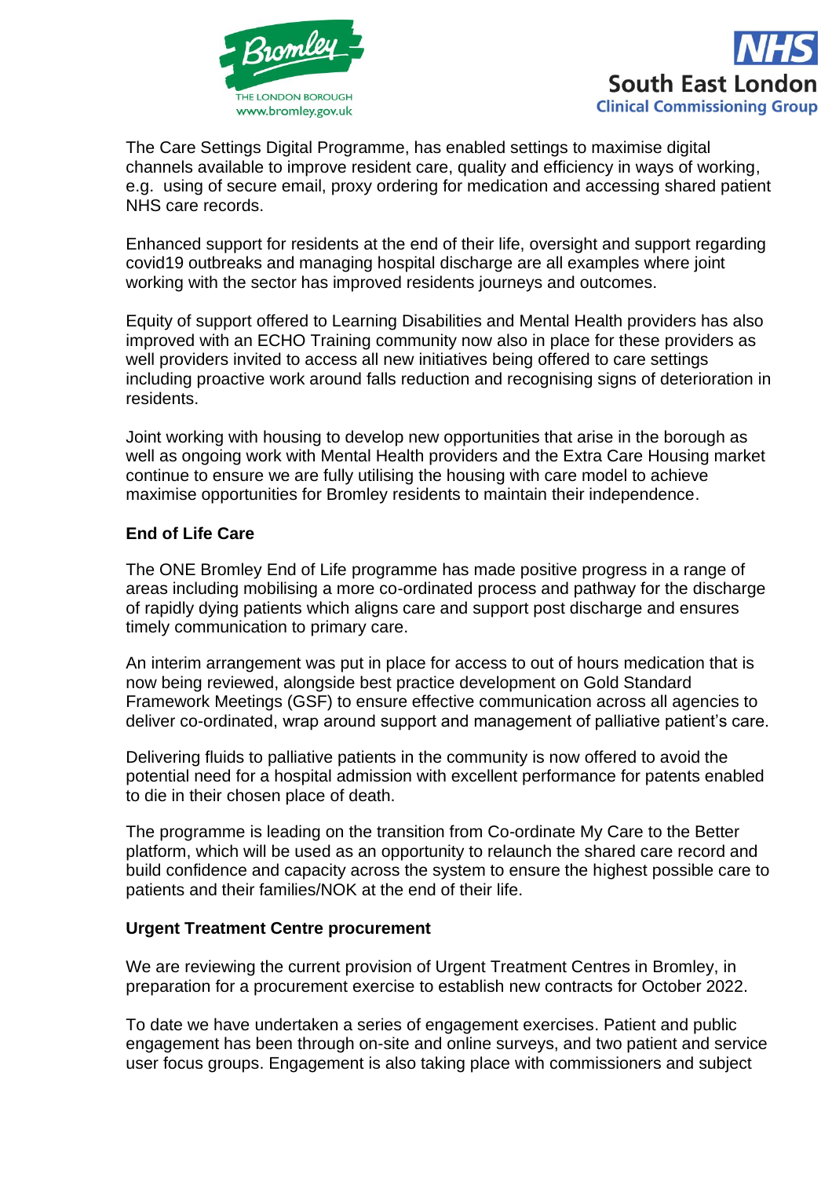The Care Settings Digital Programme, has enabled settings to maximise digital channels available to improve resident care, quality and efficiency in ways of working, e.g. using of secure email, proxy ordering for medication and accessing shared patient NHS care records.

Enhanced support for residents at the end of their life, oversight and support regarding covid19 outbreaks and managing hospital discharge are all examples where joint working with the sector has improved residents journeys and outcomes.

Equity of support offered to Learning Disabilities and Mental Health providers has also improved with an ECHO Training community now also in place for these providers as well providers invited to access all new initiatives being offered to care settings including proactive work around falls reduction and recognising signs of deterioration in residents.

Joint working with housing to develop new opportunities that arise in the borough as well as ongoing work with Mental Health providers and the Extra Care Housing market continue to ensure we are fully utilising the housing with care model to achieve maximise opportunities for Bromley residents to maintain their independence.

**End of Life Care**

The ONE Bromley End of Life programme has made positive progress in a range of areas including mobilising a more co-ordinated process and pathway for the discharge of rapidly dying patients which aligns care and support post discharge and ensures timely communication to primary care.

An interim arrangement was put in place for access to out of hours medication that is now being reviewed, alongside best practice development on Gold Standard Framework Meetings (GSF) to ensure effective communication across all agencies to deliver co-ordinated, wrap around support and management of palliative patient's care.

Delivering fluids to palliative patients in the community is now offered to avoid the potential need for a hospital admission with excellent performance for patents enabled to die in their chosen place of death.

The programme is leading on the transition from Co-ordinate My Care to the Better platform, which will be used as an opportunity to relaunch the shared care record and build confidence and capacity across the system to ensure the highest possible care to patients and their families/NOK at the end of their life.

**Urgent Treatment Centre procurement**

We are reviewing the current provision of Urgent Treatment Centres in Bromley, in preparation for a procurement exercise to establish new contracts for October 2022.

To date we have undertaken a series of engagement exercises. Patient and public engagement has been through on-site and online surveys, and two patient and service user focus groups. Engagement is also taking place with commissioners and subject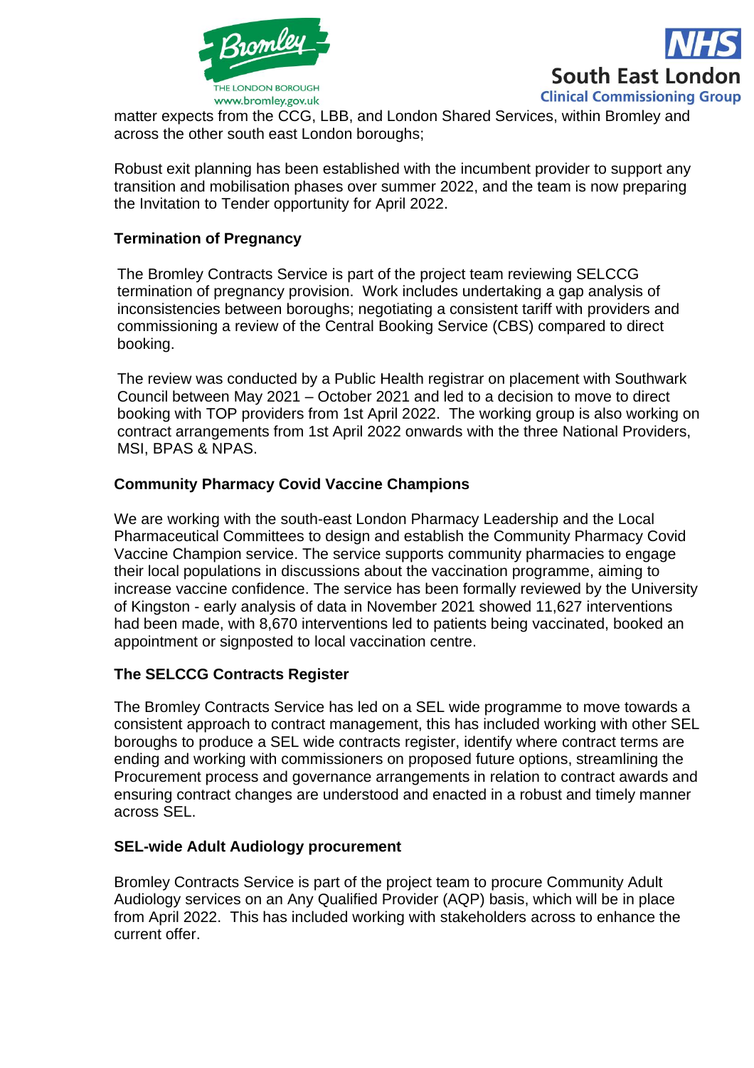matter expects from the CCG, LBB, and London Shared Services, within Bromley and across the other south east London boroughs;

Robust exit planning has been established with the incumbent provider to support any transition and mobilisation phases over summer 2022, and the team is now preparing the Invitation to Tender opportunity for April 2022.

**Termination of Pregnancy**

The Bromley Contracts Service is part of the project team reviewing SELCCG termination of pregnancy provision. Work includes undertaking a gap analysis of inconsistencies between boroughs; negotiating a consistent tariff with providers and commissioning a review of the Central Booking Service (CBS) compared to direct booking.

The review was conducted by a Public Health registrar on placement with Southwark Council between May 2021 – October 2021 and led to a decision to move to direct booking with TOP providers from 1st April 2022. The working group is also working on contract arrangements from 1st April 2022 onwards with the three National Providers, MSI, BPAS & NPAS.

**Community Pharmacy Covid Vaccine Champions**

We are working with the south-east London Pharmacy Leadership and the Local Pharmaceutical Committees to design and establish the Community Pharmacy Covid Vaccine Champion service. The service supports community pharmacies to engage their local populations in discussions about the vaccination programme, aiming to increase vaccine confidence. The service has been formally reviewed by the University of Kingston - early analysis of data in November 2021 showed 11,627 interventions had been made, with 8,670 interventions led to patients being vaccinated, booked an appointment or signposted to local vaccination centre.

**The SELCCG Contracts Register**

The Bromley Contracts Service has led on a SEL wide programme to move towards a consistent approach to contract management, this has included working with other SEL boroughs to produce a SEL wide contracts register, identify where contract terms are ending and working with commissioners on proposed future options, streamlining the Procurement process and governance arrangements in relation to contract awards and ensuring contract changes are understood and enacted in a robust and timely manner across SEL.

**SEL-wide Adult Audiology procurement**

Bromley Contracts Service is part of the project team to procure Community Adult Audiology services on an Any Qualified Provider (AQP) basis, which will be in place from April 2022. This has included working with stakeholders across to enhance the current offer.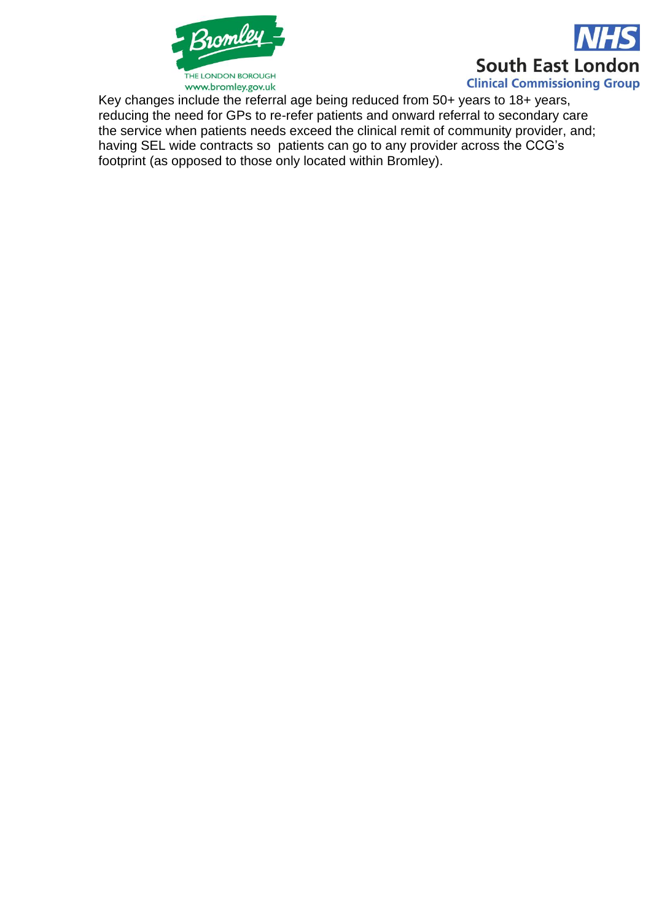Key changes include the referral age being reduced from 50+ years to 18+ years, reducing the need for GPs to re-refer patients and onward referral to secondary care the service when patients needs exceed the clinical remit of community provider, and; having SEL wide contracts so  patients can go to any provider across the CCG's footprint (as opposed to those only located within Bromley).